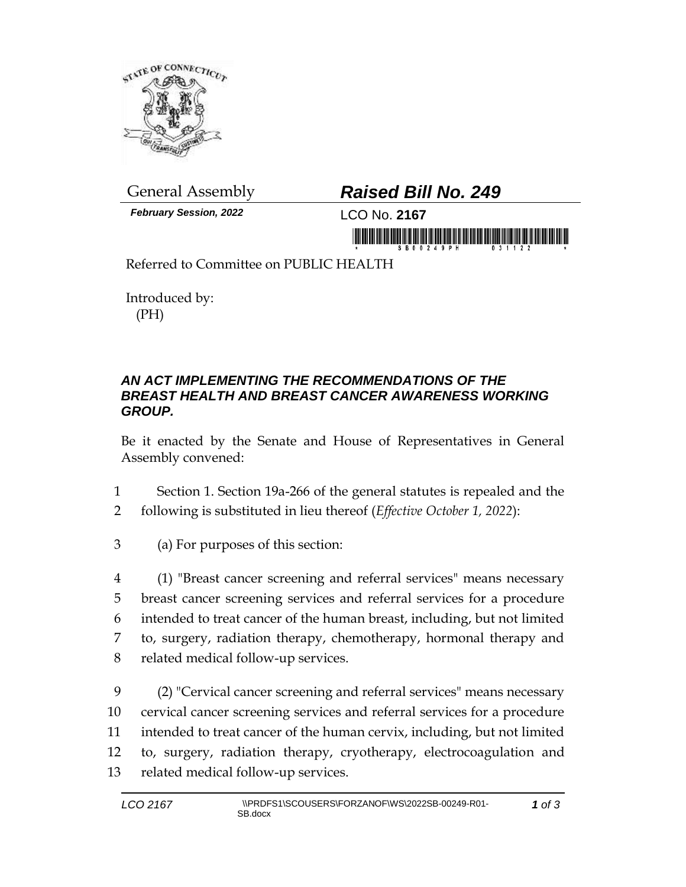General Assembly

***Raised Bill No. 249***

*February Session, 2022*

LCO No. **2167**

Referred to Committee on PUBLIC HEALTH

Introduced by:
(PH)

## *AN ACT IMPLEMENTING THE RECOMMENDATIONS OF THE BREAST HEALTH AND BREAST CANCER AWARENESS WORKING GROUP.*

Be it enacted by the Senate and House of Representatives in General Assembly convened:

1 Section 1. Section 19a-266 of the general statutes is repealed and the
2 following is substituted in lieu thereof (*Effective October 1, 2022*):

3 (a) For purposes of this section:

4 (1) "Breast cancer screening and referral services" means necessary
5 breast cancer screening services and referral services for a procedure
6 intended to treat cancer of the human breast, including, but not limited
7 to, surgery, radiation therapy, chemotherapy, hormonal therapy and
8 related medical follow-up services.

9 (2) "Cervical cancer screening and referral services" means necessary
10 cervical cancer screening services and referral services for a procedure
11 intended to treat cancer of the human cervix, including, but not limited
12 to, surgery, radiation therapy, cryotherapy, electrocoagulation and
13 related medical follow-up services.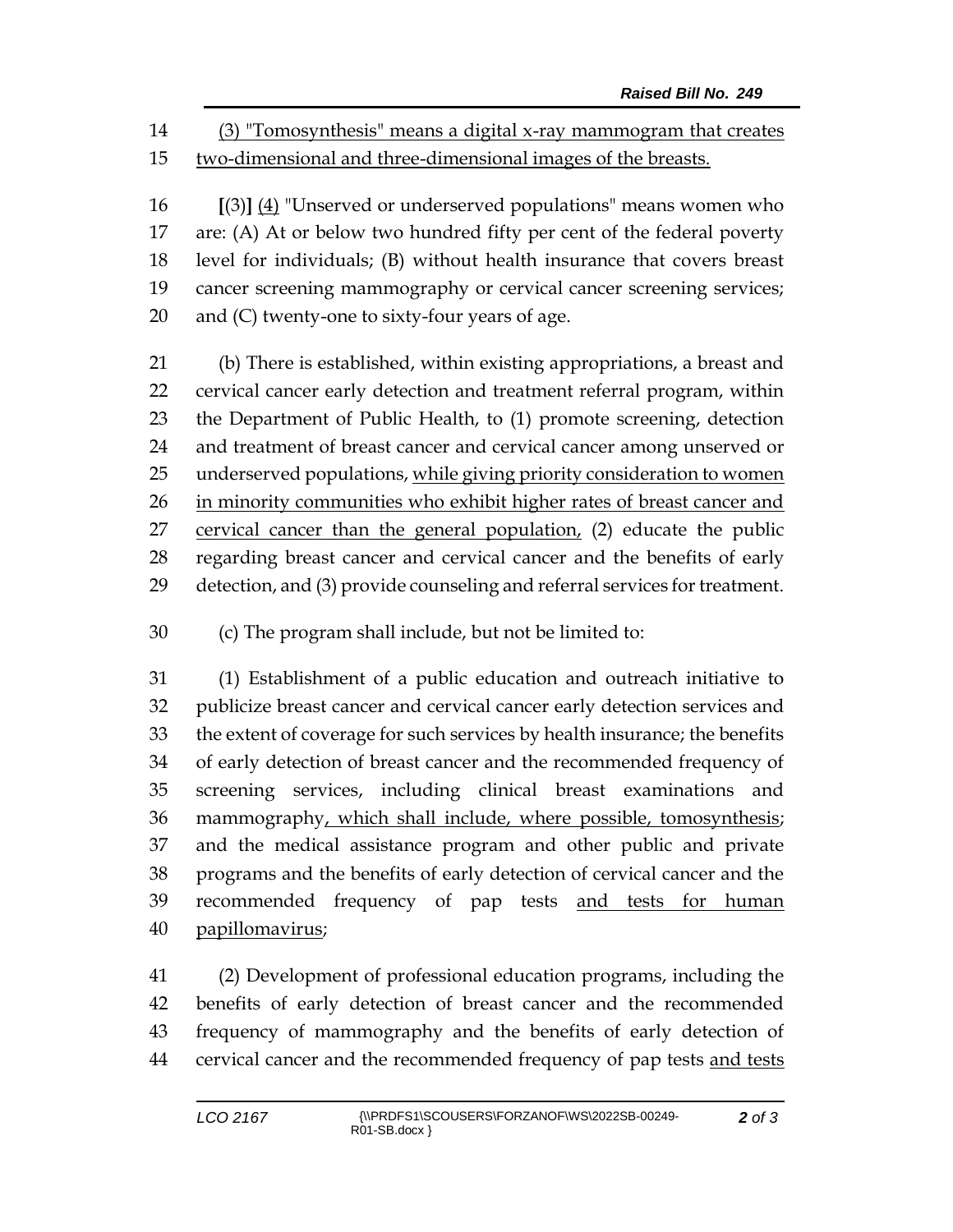(3) "Tomosynthesis" means a digital x-ray mammogram that creates two-dimensional and three-dimensional images of the breasts.

[(3)] (4) "Unserved or underserved populations" means women who are: (A) At or below two hundred fifty per cent of the federal poverty level for individuals; (B) without health insurance that covers breast cancer screening mammography or cervical cancer screening services; and (C) twenty-one to sixty-four years of age.

(b) There is established, within existing appropriations, a breast and cervical cancer early detection and treatment referral program, within the Department of Public Health, to (1) promote screening, detection and treatment of breast cancer and cervical cancer among unserved or underserved populations, while giving priority consideration to women in minority communities who exhibit higher rates of breast cancer and cervical cancer than the general population, (2) educate the public regarding breast cancer and cervical cancer and the benefits of early detection, and (3) provide counseling and referral services for treatment.

(c) The program shall include, but not be limited to:

(1) Establishment of a public education and outreach initiative to publicize breast cancer and cervical cancer early detection services and the extent of coverage for such services by health insurance; the benefits of early detection of breast cancer and the recommended frequency of screening services, including clinical breast examinations and mammography, which shall include, where possible, tomosynthesis; and the medical assistance program and other public and private programs and the benefits of early detection of cervical cancer and the recommended frequency of pap tests and tests for human papillomavirus;

(2) Development of professional education programs, including the benefits of early detection of breast cancer and the recommended frequency of mammography and the benefits of early detection of cervical cancer and the recommended frequency of pap tests and tests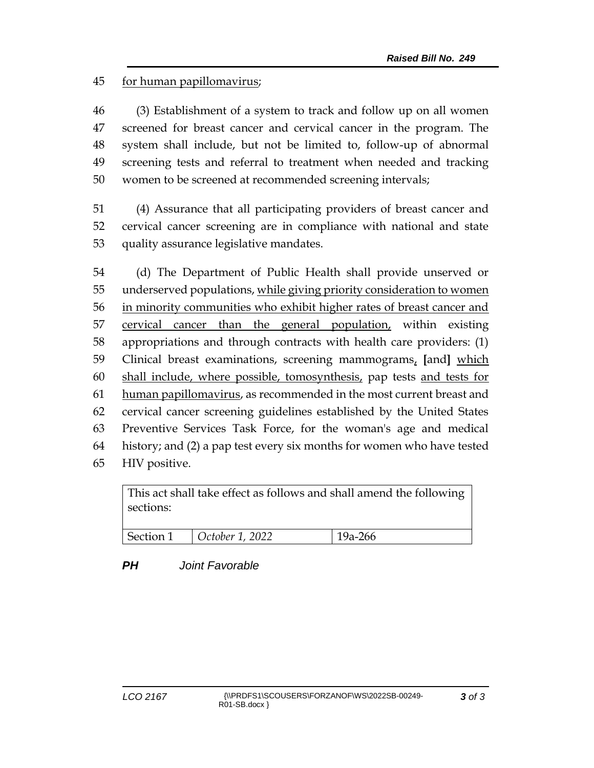for human papillomavirus;

(3) Establishment of a system to track and follow up on all women screened for breast cancer and cervical cancer in the program. The system shall include, but not be limited to, follow-up of abnormal screening tests and referral to treatment when needed and tracking women to be screened at recommended screening intervals;

(4) Assurance that all participating providers of breast cancer and cervical cancer screening are in compliance with national and state quality assurance legislative mandates.

(d) The Department of Public Health shall provide unserved or underserved populations, while giving priority consideration to women in minority communities who exhibit higher rates of breast cancer and cervical cancer than the general population, within existing appropriations and through contracts with health care providers: (1) Clinical breast examinations, screening mammograms, [and] which shall include, where possible, tomosynthesis, pap tests and tests for human papillomavirus, as recommended in the most current breast and cervical cancer screening guidelines established by the United States Preventive Services Task Force, for the woman's age and medical history; and (2) a pap test every six months for women who have tested HIV positive.

| This act shall take effect as follows and shall amend the following sections: | | |
|---|---|---|
| Section 1 | *October 1, 2022* | 19a-266 |

***PH*** *Joint Favorable*